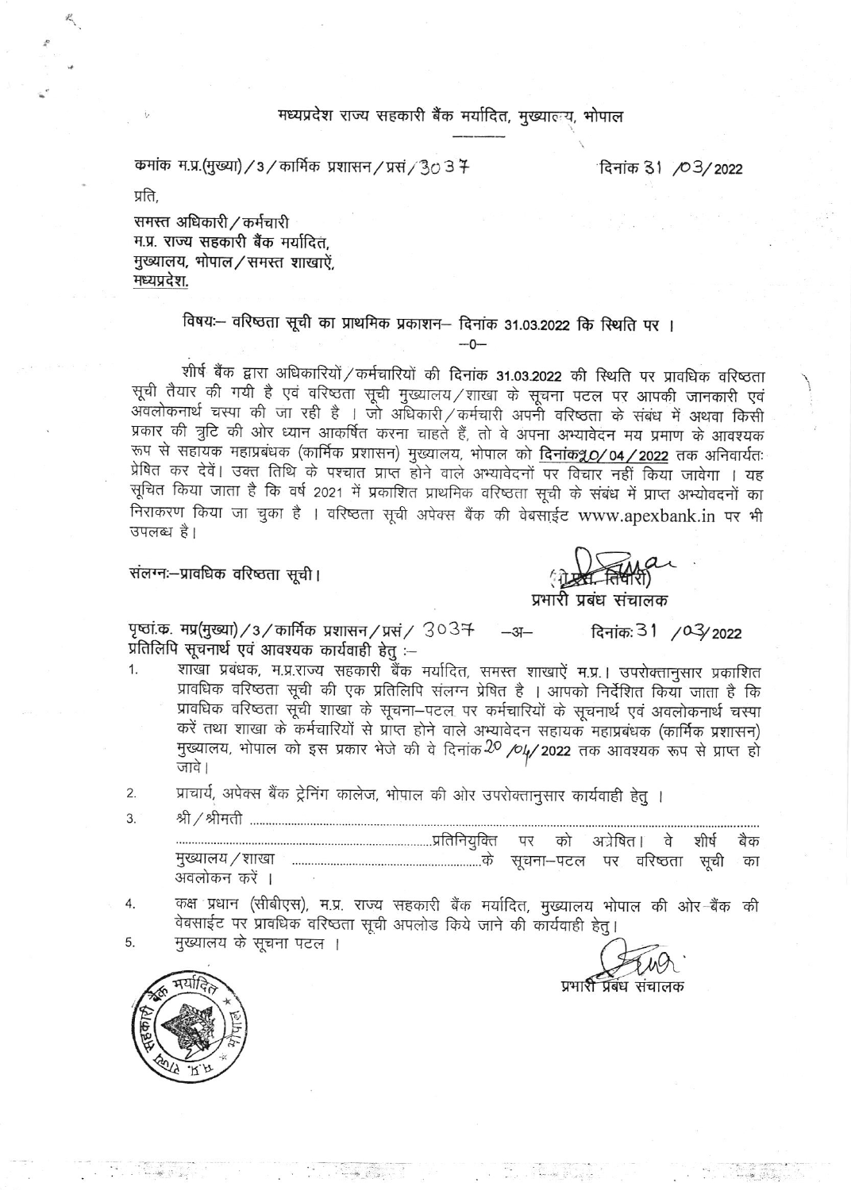मध्यप्रदेश राज्य सहकारी बैंक मर्यादित, मुख्यालय, भोपाल

कमांक म.प्र.(मुख्या) / 3 / कार्मिक प्रशासन / प्रसं / 3037 — दिनांक 31 / 03 / 2022

प्रति,

समस्त अधिकारी / कर्मचारी
म.प्र. राज्य सहकारी बैंक मर्यादित,
मुख्यालय, भोपाल / समस्त शाखाऐं,
मध्यप्रदेश.

**विषयः— वरिष्ठता सूची का प्राथमिक प्रकाशन— दिनांक 31.03.2022 कि स्थिति पर ।**

—0—

शीर्ष बैंक द्वारा अधिकारियों / कर्मचारियों की दिनांक 31.03.2022 की स्थिति पर प्रावधिक वरिष्ठता सूची तैयार की गयी है एवं वरिष्ठता सूची मुख्यालय / शाखा के सूचना पटल पर आपकी जानकारी एवं अवलोकनार्थ चस्पा की जा रही है । जो अधिकारी / कर्मचारी अपनी वरिष्ठता के संबंध में अथवा किसी प्रकार की त्रुटि की ओर ध्यान आकर्षित करना चाहते हैं, तो वे अपना अभ्यावेदन मय प्रमाण के आवश्यक रूप से सहायक महाप्रबंधक (कार्मिक प्रशासन) मुख्यालय, भोपाल को दिनांक 20 / 04 / 2022 तक अनिवार्यतः प्रेषित कर देवें। उक्त तिथि के पश्चात प्राप्त होने वाले अभ्यावेदनों पर विचार नहीं किया जावेगा । यह सूचित किया जाता है कि वर्ष 2021 में प्रकाशित प्राथमिक वरिष्ठता सूची के संबंध में प्राप्त अभ्योवदनों का निराकरण किया जा चुका है । वरिष्ठता सूची अपेक्स बैंक की वेबसाईट www.apexbank.in पर भी उपलब्ध है।

संलग्नः—प्रावधिक वरिष्ठता सूची।

(ओ.पी. तिवारी)
प्रभारी प्रबंध संचालक

पृष्ठां.क. मप्र(मुख्या) / 3 / कार्मिक प्रशासन / प्रसं / 3037 —अ— दिनांकः 31 / 03 / 2022

प्रतिलिपि सूचनार्थ एवं आवश्यक कार्यवाही हेतु :—

1. शाखा प्रबंधक, म.प्र.राज्य सहकारी बैंक मर्यादित, समस्त शाखाऐं म.प्र.। उपरोक्तानुसार प्रकाशित प्रावधिक वरिष्ठता सूची की एक प्रतिलिपि संलग्न प्रेषित है । आपको निर्देशित किया जाता है कि प्रावधिक वरिष्ठता सूची शाखा के सूचना—पटल पर कर्मचारियों के सूचनार्थ एवं अवलोकनार्थ चस्पा करें तथा शाखा के कर्मचारियों से प्राप्त होने वाले अभ्यावेदन सहायक महाप्रबंधक (कार्मिक प्रशासन) मुख्यालय, भोपाल को इस प्रकार भेजे की वे दिनांक 20 / 04 / 2022 तक आवश्यक रूप से प्राप्त हो जावे।
2. प्राचार्य, अपेक्स बैंक ट्रेनिंग कालेज, भोपाल की ओर उपरोक्तानुसार कार्यवाही हेतु ।
3. श्री / श्रीमती ............................................................................................................ ............................................................................................प्रतिनियुक्ति पर को अग्रेषित। वे शीर्ष बैंक मुख्यालय / शाखा ..........................................................के सूचना—पटल पर वरिष्ठता सूची का अवलोकन करें ।
4. कक्ष प्रधान (सीबीएस), म.प्र. राज्य सहकारी बैंक मर्यादित, मुख्यालय भोपाल की ओर बैंक की वेबसाईट पर प्रावधिक वरिष्ठता सूची अपलोड किये जाने की कार्यवाही हेतु।
5. मुख्यालय के सूचना पटल ।

प्रभारी प्रबंध संचालक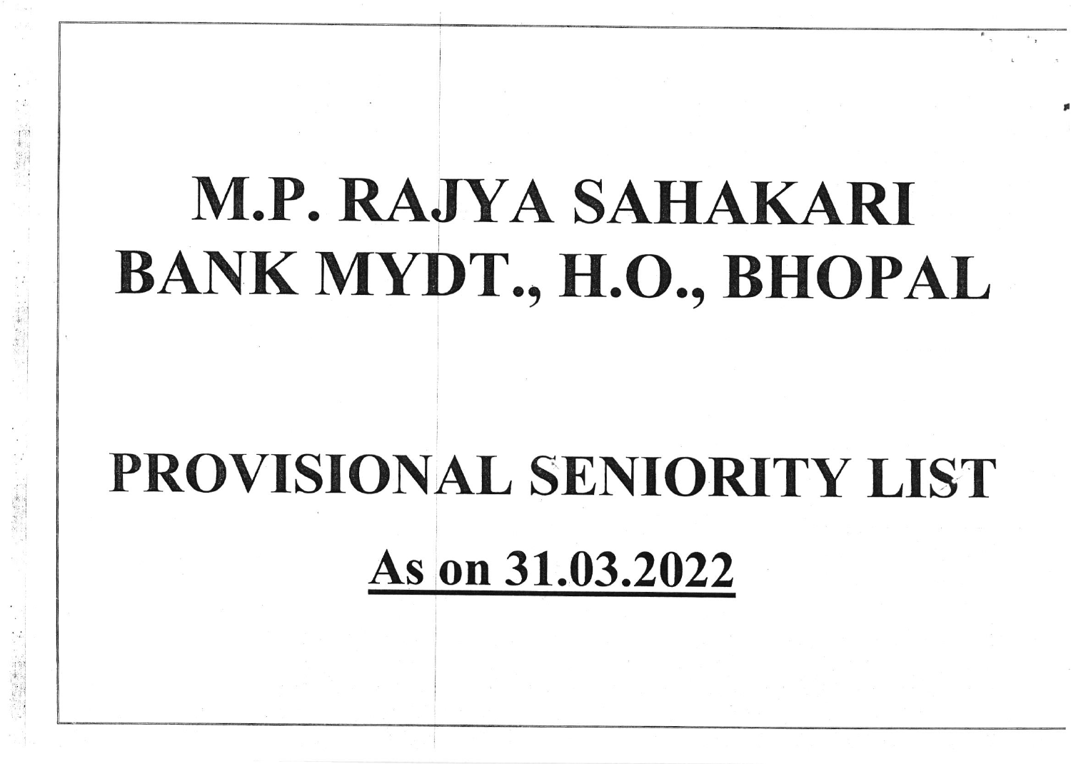# M.P. RAJYA SAHAKARI BANK MYDT., H.O., BHOPAL

# PROVISIONAL SENIORITY LIST

## As on 31.03.2022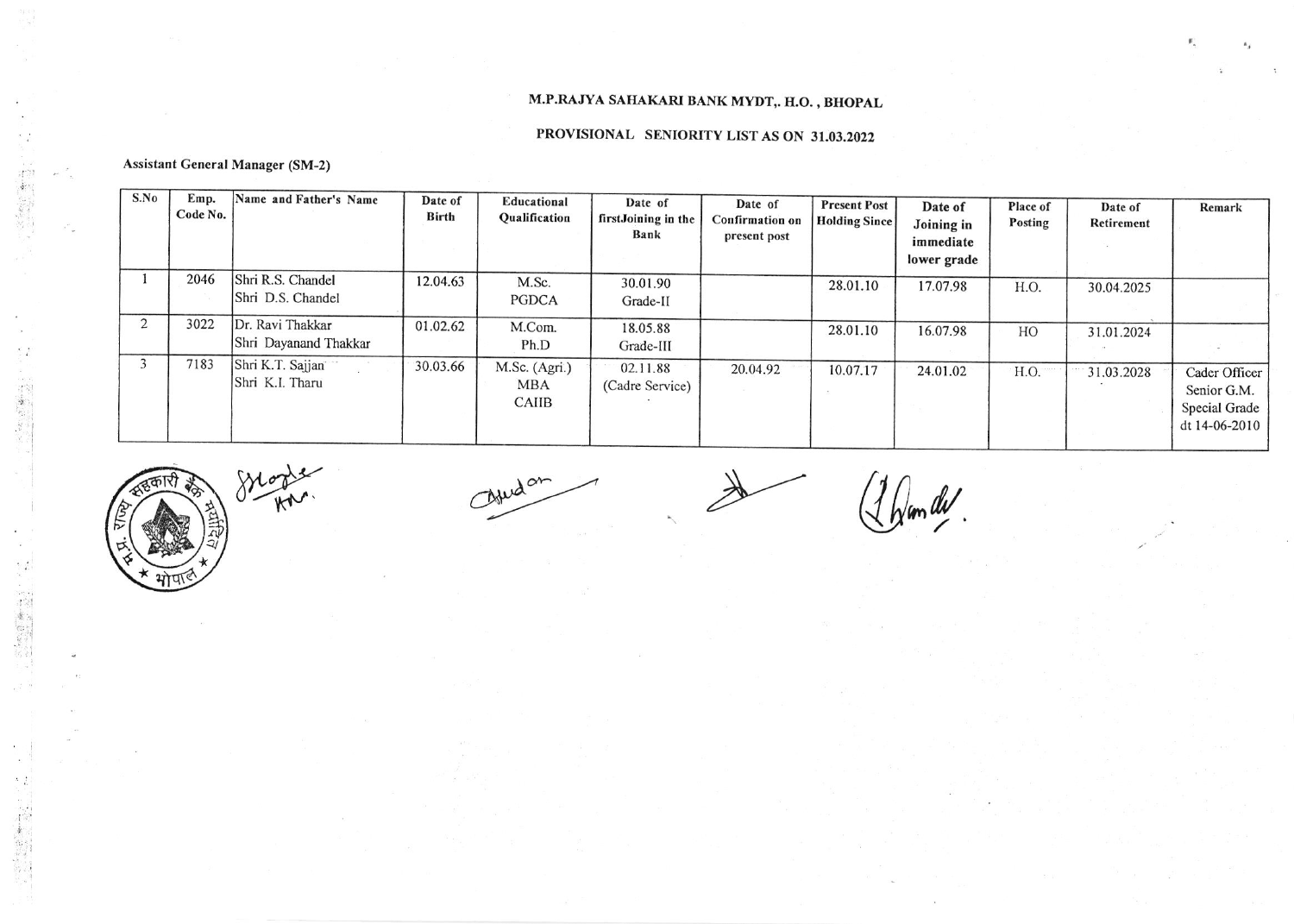## M.P.RAJYA SAHAKARI BANK MYDT,. H.O. , BHOPAL

### PROVISIONAL SENIORITY LIST AS ON 31.03.2022

**Assistant General Manager (SM-2)**

| S.No | Emp. Code No. | Name and Father's Name | Date of Birth | Educational Qualification | Date of firstJoining in the Bank | Date of Confirmation on present post | Present Post Holding Since | Date of Joining in immediate lower grade | Place of Posting | Date of Retirement | Remark |
|---|---|---|---|---|---|---|---|---|---|---|---|
| 1 | 2046 | Shri R.S. Chandel<br>Shri D.S. Chandel | 12.04.63 | M.Sc.<br>PGDCA | 30.01.90<br>Grade-II | | 28.01.10 | 17.07.98 | H.O. | 30.04.2025 | |
| 2 | 3022 | Dr. Ravi Thakkar<br>Shri Dayanand Thakkar | 01.02.62 | M.Com.<br>Ph.D | 18.05.88<br>Grade-III | | 28.01.10 | 16.07.98 | HO | 31.01.2024 | |
| 3 | 7183 | Shri K.T. Sajjan<br>Shri K.I. Tharu | 30.03.66 | M.Sc. (Agri.)<br>MBA<br>CAIIB | 02.11.88<br>(Cadre Service) | 20.04.92 | 10.07.17 | 24.01.02 | H.O. | 31.03.2028 | Cader Officer Senior G.M. Special Grade dt 14-06-2010 |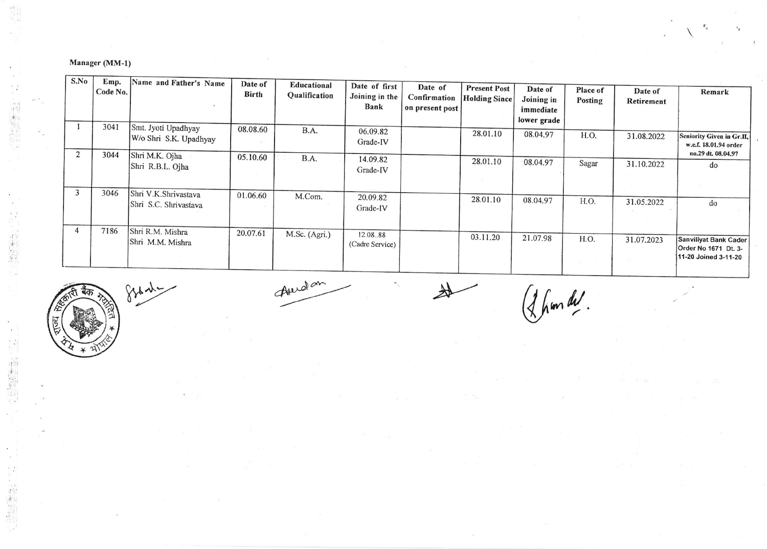**Manager (MM-1)**

| S.No | Emp. Code No. | Name and Father's Name | Date of Birth | Educational Qualification | Date of first Joining in the Bank | Date of Confirmation on present post | Present Post Holding Since | Date of Joining in immediate lower grade | Place of Posting | Date of Retirement | Remark |
|---|---|---|---|---|---|---|---|---|---|---|---|
| 1 | 3041 | Smt. Jyoti Upadhyay<br>W/o Shri S.K. Upadhyay | 08.08.60 | B.A. | 06.09.82<br>Grade-IV | | 28.01.10 | 08.04.97 | H.O. | 31.08.2022 | Seniority Given in Gr.II, w.e.f. 18.01.94 order no.29 dt. 08.04.97 |
| 2 | 3044 | Shri M.K. Ojha<br>Shri R.B.L. Ojha | 05.10.60 | B.A. | 14.09.82<br>Grade-IV | | 28.01.10 | 08.04.97 | Sagar | 31.10.2022 | do |
| 3 | 3046 | Shri V.K.Shrivastava<br>Shri S.C. Shrivastava | 01.06.60 | M.Com. | 20.09.82<br>Grade-IV | | 28.01.10 | 08.04.97 | H.O. | 31.05.2022 | do |
| 4 | 7186 | Shri R.M. Mishra<br>Shri M.M. Mishra | 20.07.61 | M.Sc. (Agri.) | 12.08..88<br>(Cadre Service) | | 03.11.20 | 21.07.98 | H.O. | 31.07.2023 | Sanviliyat Bank Cader Order No 1671 Dt. 3-11-20 Joined 3-11-20 |

राज्य सहकारी बैंक मर्यादित ★ भोपाल